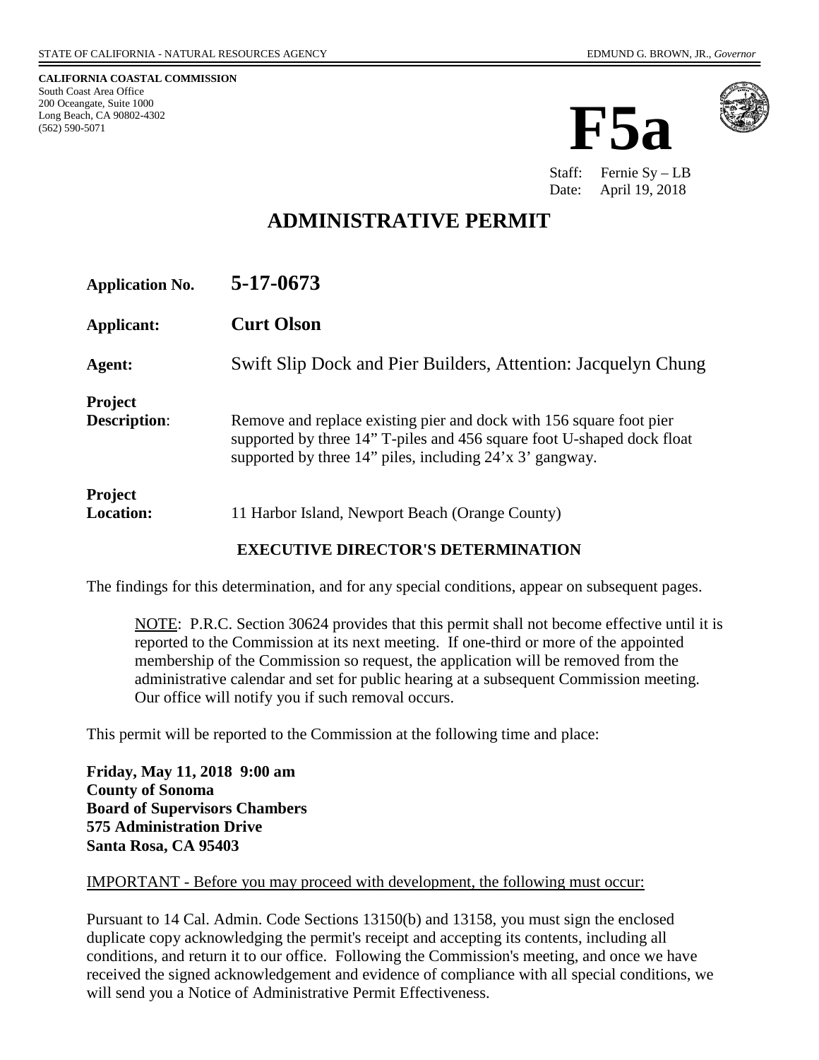STATE OF CALIFORNIA - NATURAL RESOURCES AGENCY

EDMUND G. BROWN, JR., *Governor*

**CALIFORNIA COASTAL COMMISSION**
South Coast Area Office
200 Oceangate, Suite 1000
Long Beach, CA 90802-4302
(562) 590-5071

# F5a

Staff: Fernie Sy – LB
Date: April 19, 2018

# ADMINISTRATIVE PERMIT

| | |
|---|---|
| **Application No.** | **5-17-0673** |
| **Applicant:** | **Curt Olson** |
| **Agent:** | Swift Slip Dock and Pier Builders, Attention: Jacquelyn Chung |
| **Project Description**: | Remove and replace existing pier and dock with 156 square foot pier supported by three 14" T-piles and 456 square foot U-shaped dock float supported by three 14" piles, including 24'x 3' gangway. |
| **Project Location:** | 11 Harbor Island, Newport Beach (Orange County) |

**EXECUTIVE DIRECTOR'S DETERMINATION**

The findings for this determination, and for any special conditions, appear on subsequent pages.

> NOTE: P.R.C. Section 30624 provides that this permit shall not become effective until it is reported to the Commission at its next meeting. If one-third or more of the appointed membership of the Commission so request, the application will be removed from the administrative calendar and set for public hearing at a subsequent Commission meeting. Our office will notify you if such removal occurs.

This permit will be reported to the Commission at the following time and place:

**Friday, May 11, 2018 9:00 am**
**County of Sonoma**
**Board of Supervisors Chambers**
**575 Administration Drive**
**Santa Rosa, CA 95403**

IMPORTANT - Before you may proceed with development, the following must occur:

Pursuant to 14 Cal. Admin. Code Sections 13150(b) and 13158, you must sign the enclosed duplicate copy acknowledging the permit's receipt and accepting its contents, including all conditions, and return it to our office. Following the Commission's meeting, and once we have received the signed acknowledgement and evidence of compliance with all special conditions, we will send you a Notice of Administrative Permit Effectiveness.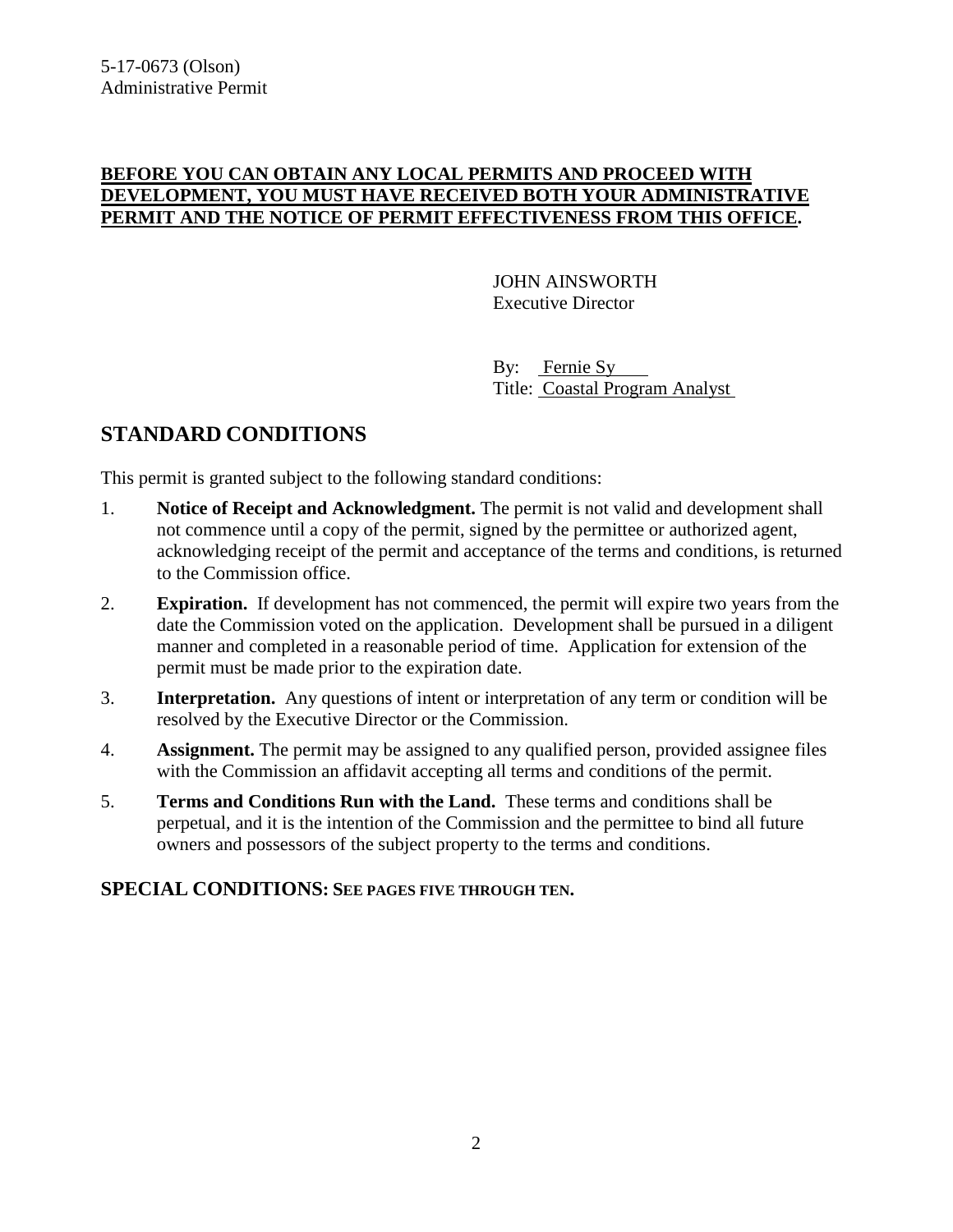**BEFORE YOU CAN OBTAIN ANY LOCAL PERMITS AND PROCEED WITH DEVELOPMENT, YOU MUST HAVE RECEIVED BOTH YOUR ADMINISTRATIVE PERMIT AND THE NOTICE OF PERMIT EFFECTIVENESS FROM THIS OFFICE.**

JOHN AINSWORTH
Executive Director

By: Fernie Sy
Title: Coastal Program Analyst

## STANDARD CONDITIONS

This permit is granted subject to the following standard conditions:

1. **Notice of Receipt and Acknowledgment.** The permit is not valid and development shall not commence until a copy of the permit, signed by the permittee or authorized agent, acknowledging receipt of the permit and acceptance of the terms and conditions, is returned to the Commission office.
2. **Expiration.** If development has not commenced, the permit will expire two years from the date the Commission voted on the application. Development shall be pursued in a diligent manner and completed in a reasonable period of time. Application for extension of the permit must be made prior to the expiration date.
3. **Interpretation.** Any questions of intent or interpretation of any term or condition will be resolved by the Executive Director or the Commission.
4. **Assignment.** The permit may be assigned to any qualified person, provided assignee files with the Commission an affidavit accepting all terms and conditions of the permit.
5. **Terms and Conditions Run with the Land.** These terms and conditions shall be perpetual, and it is the intention of the Commission and the permittee to bind all future owners and possessors of the subject property to the terms and conditions.

### SPECIAL CONDITIONS: SEE PAGES FIVE THROUGH TEN.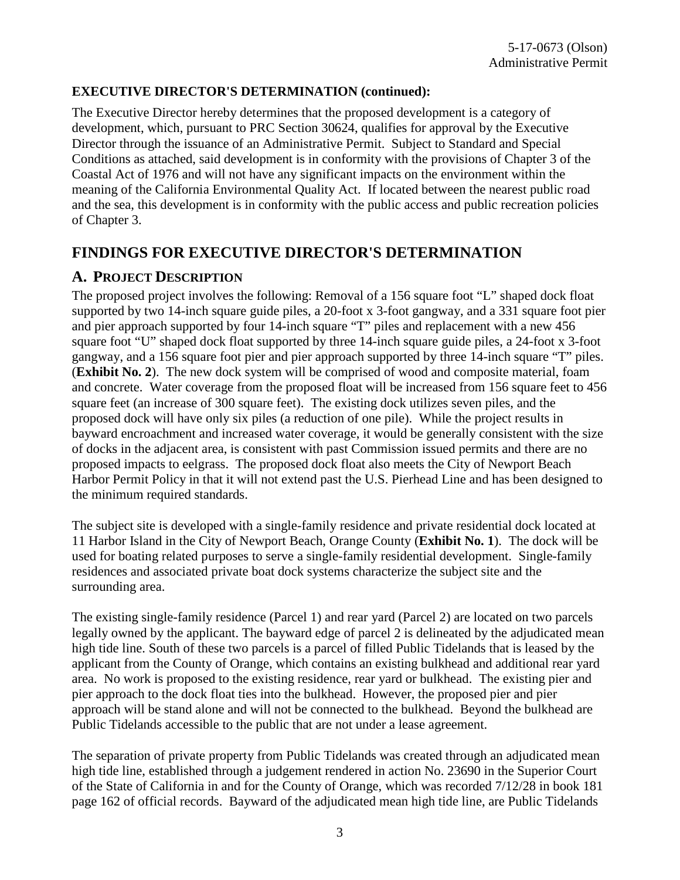**EXECUTIVE DIRECTOR'S DETERMINATION (continued):**

The Executive Director hereby determines that the proposed development is a category of development, which, pursuant to PRC Section 30624, qualifies for approval by the Executive Director through the issuance of an Administrative Permit. Subject to Standard and Special Conditions as attached, said development is in conformity with the provisions of Chapter 3 of the Coastal Act of 1976 and will not have any significant impacts on the environment within the meaning of the California Environmental Quality Act. If located between the nearest public road and the sea, this development is in conformity with the public access and public recreation policies of Chapter 3.

# FINDINGS FOR EXECUTIVE DIRECTOR'S DETERMINATION

## A. PROJECT DESCRIPTION

The proposed project involves the following: Removal of a 156 square foot "L" shaped dock float supported by two 14-inch square guide piles, a 20-foot x 3-foot gangway, and a 331 square foot pier and pier approach supported by four 14-inch square "T" piles and replacement with a new 456 square foot "U" shaped dock float supported by three 14-inch square guide piles, a 24-foot x 3-foot gangway, and a 156 square foot pier and pier approach supported by three 14-inch square "T" piles. (**Exhibit No. 2**). The new dock system will be comprised of wood and composite material, foam and concrete. Water coverage from the proposed float will be increased from 156 square feet to 456 square feet (an increase of 300 square feet). The existing dock utilizes seven piles, and the proposed dock will have only six piles (a reduction of one pile). While the project results in bayward encroachment and increased water coverage, it would be generally consistent with the size of docks in the adjacent area, is consistent with past Commission issued permits and there are no proposed impacts to eelgrass. The proposed dock float also meets the City of Newport Beach Harbor Permit Policy in that it will not extend past the U.S. Pierhead Line and has been designed to the minimum required standards.

The subject site is developed with a single-family residence and private residential dock located at 11 Harbor Island in the City of Newport Beach, Orange County (**Exhibit No. 1**). The dock will be used for boating related purposes to serve a single-family residential development. Single-family residences and associated private boat dock systems characterize the subject site and the surrounding area.

The existing single-family residence (Parcel 1) and rear yard (Parcel 2) are located on two parcels legally owned by the applicant. The bayward edge of parcel 2 is delineated by the adjudicated mean high tide line. South of these two parcels is a parcel of filled Public Tidelands that is leased by the applicant from the County of Orange, which contains an existing bulkhead and additional rear yard area. No work is proposed to the existing residence, rear yard or bulkhead. The existing pier and pier approach to the dock float ties into the bulkhead. However, the proposed pier and pier approach will be stand alone and will not be connected to the bulkhead. Beyond the bulkhead are Public Tidelands accessible to the public that are not under a lease agreement.

The separation of private property from Public Tidelands was created through an adjudicated mean high tide line, established through a judgement rendered in action No. 23690 in the Superior Court of the State of California in and for the County of Orange, which was recorded 7/12/28 in book 181 page 162 of official records. Bayward of the adjudicated mean high tide line, are Public Tidelands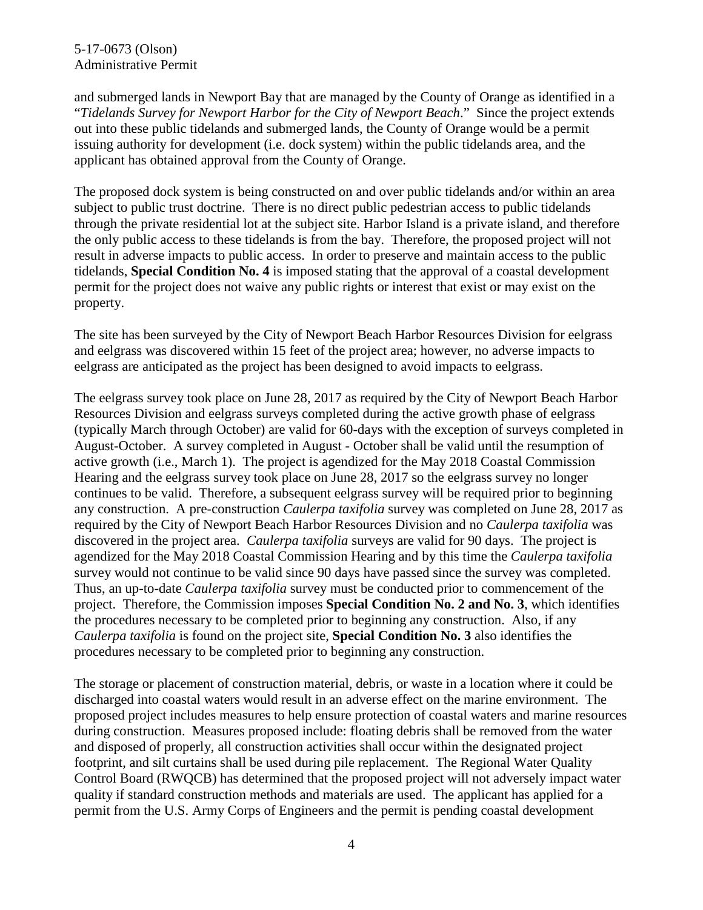and submerged lands in Newport Bay that are managed by the County of Orange as identified in a "*Tidelands Survey for Newport Harbor for the City of Newport Beach*." Since the project extends out into these public tidelands and submerged lands, the County of Orange would be a permit issuing authority for development (i.e. dock system) within the public tidelands area, and the applicant has obtained approval from the County of Orange.

The proposed dock system is being constructed on and over public tidelands and/or within an area subject to public trust doctrine. There is no direct public pedestrian access to public tidelands through the private residential lot at the subject site. Harbor Island is a private island, and therefore the only public access to these tidelands is from the bay. Therefore, the proposed project will not result in adverse impacts to public access. In order to preserve and maintain access to the public tidelands, **Special Condition No. 4** is imposed stating that the approval of a coastal development permit for the project does not waive any public rights or interest that exist or may exist on the property.

The site has been surveyed by the City of Newport Beach Harbor Resources Division for eelgrass and eelgrass was discovered within 15 feet of the project area; however, no adverse impacts to eelgrass are anticipated as the project has been designed to avoid impacts to eelgrass.

The eelgrass survey took place on June 28, 2017 as required by the City of Newport Beach Harbor Resources Division and eelgrass surveys completed during the active growth phase of eelgrass (typically March through October) are valid for 60-days with the exception of surveys completed in August-October. A survey completed in August - October shall be valid until the resumption of active growth (i.e., March 1). The project is agendized for the May 2018 Coastal Commission Hearing and the eelgrass survey took place on June 28, 2017 so the eelgrass survey no longer continues to be valid. Therefore, a subsequent eelgrass survey will be required prior to beginning any construction. A pre-construction *Caulerpa taxifolia* survey was completed on June 28, 2017 as required by the City of Newport Beach Harbor Resources Division and no *Caulerpa taxifolia* was discovered in the project area. *Caulerpa taxifolia* surveys are valid for 90 days. The project is agendized for the May 2018 Coastal Commission Hearing and by this time the *Caulerpa taxifolia* survey would not continue to be valid since 90 days have passed since the survey was completed. Thus, an up-to-date *Caulerpa taxifolia* survey must be conducted prior to commencement of the project. Therefore, the Commission imposes **Special Condition No. 2 and No. 3**, which identifies the procedures necessary to be completed prior to beginning any construction. Also, if any *Caulerpa taxifolia* is found on the project site, **Special Condition No. 3** also identifies the procedures necessary to be completed prior to beginning any construction.

The storage or placement of construction material, debris, or waste in a location where it could be discharged into coastal waters would result in an adverse effect on the marine environment. The proposed project includes measures to help ensure protection of coastal waters and marine resources during construction. Measures proposed include: floating debris shall be removed from the water and disposed of properly, all construction activities shall occur within the designated project footprint, and silt curtains shall be used during pile replacement. The Regional Water Quality Control Board (RWQCB) has determined that the proposed project will not adversely impact water quality if standard construction methods and materials are used. The applicant has applied for a permit from the U.S. Army Corps of Engineers and the permit is pending coastal development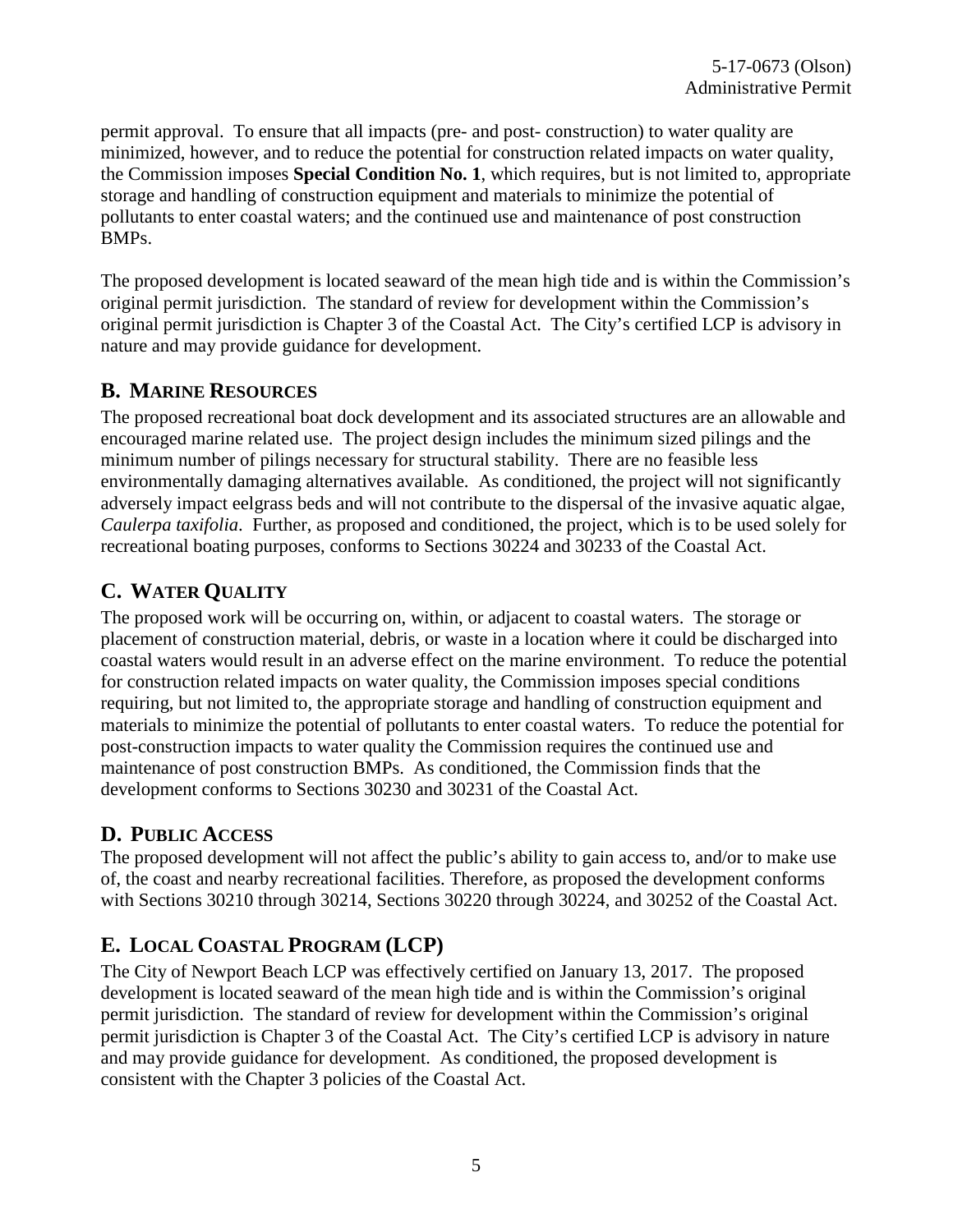permit approval. To ensure that all impacts (pre- and post- construction) to water quality are minimized, however, and to reduce the potential for construction related impacts on water quality, the Commission imposes **Special Condition No. 1**, which requires, but is not limited to, appropriate storage and handling of construction equipment and materials to minimize the potential of pollutants to enter coastal waters; and the continued use and maintenance of post construction BMPs.

The proposed development is located seaward of the mean high tide and is within the Commission's original permit jurisdiction. The standard of review for development within the Commission's original permit jurisdiction is Chapter 3 of the Coastal Act. The City's certified LCP is advisory in nature and may provide guidance for development.

## B. MARINE RESOURCES

The proposed recreational boat dock development and its associated structures are an allowable and encouraged marine related use. The project design includes the minimum sized pilings and the minimum number of pilings necessary for structural stability. There are no feasible less environmentally damaging alternatives available. As conditioned, the project will not significantly adversely impact eelgrass beds and will not contribute to the dispersal of the invasive aquatic algae, *Caulerpa taxifolia*. Further, as proposed and conditioned, the project, which is to be used solely for recreational boating purposes, conforms to Sections 30224 and 30233 of the Coastal Act.

## C. WATER QUALITY

The proposed work will be occurring on, within, or adjacent to coastal waters. The storage or placement of construction material, debris, or waste in a location where it could be discharged into coastal waters would result in an adverse effect on the marine environment. To reduce the potential for construction related impacts on water quality, the Commission imposes special conditions requiring, but not limited to, the appropriate storage and handling of construction equipment and materials to minimize the potential of pollutants to enter coastal waters. To reduce the potential for post-construction impacts to water quality the Commission requires the continued use and maintenance of post construction BMPs. As conditioned, the Commission finds that the development conforms to Sections 30230 and 30231 of the Coastal Act.

## D. PUBLIC ACCESS

The proposed development will not affect the public's ability to gain access to, and/or to make use of, the coast and nearby recreational facilities. Therefore, as proposed the development conforms with Sections 30210 through 30214, Sections 30220 through 30224, and 30252 of the Coastal Act.

## E. LOCAL COASTAL PROGRAM (LCP)

The City of Newport Beach LCP was effectively certified on January 13, 2017. The proposed development is located seaward of the mean high tide and is within the Commission's original permit jurisdiction. The standard of review for development within the Commission's original permit jurisdiction is Chapter 3 of the Coastal Act. The City's certified LCP is advisory in nature and may provide guidance for development. As conditioned, the proposed development is consistent with the Chapter 3 policies of the Coastal Act.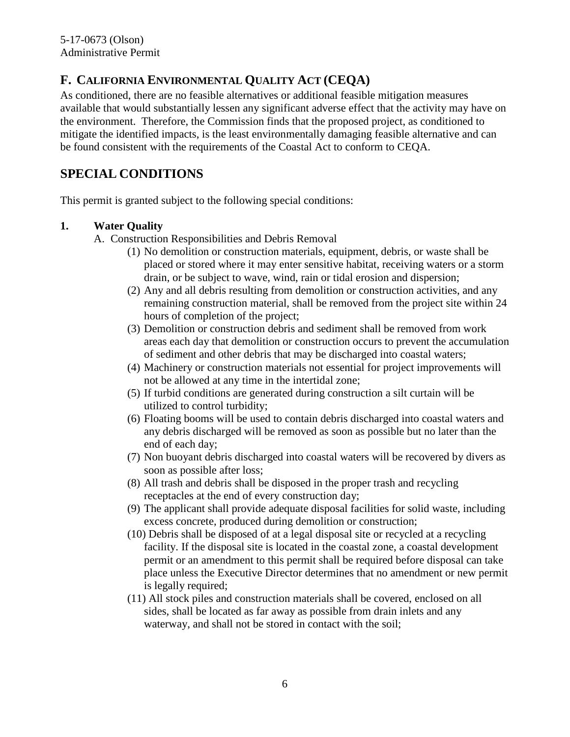## F. California Environmental Quality Act (CEQA)

As conditioned, there are no feasible alternatives or additional feasible mitigation measures available that would substantially lessen any significant adverse effect that the activity may have on the environment. Therefore, the Commission finds that the proposed project, as conditioned to mitigate the identified impacts, is the least environmentally damaging feasible alternative and can be found consistent with the requirements of the Coastal Act to conform to CEQA.

# SPECIAL CONDITIONS

This permit is granted subject to the following special conditions:

**1. Water Quality**

A. Construction Responsibilities and Debris Removal

(1) No demolition or construction materials, equipment, debris, or waste shall be placed or stored where it may enter sensitive habitat, receiving waters or a storm drain, or be subject to wave, wind, rain or tidal erosion and dispersion;

(2) Any and all debris resulting from demolition or construction activities, and any remaining construction material, shall be removed from the project site within 24 hours of completion of the project;

(3) Demolition or construction debris and sediment shall be removed from work areas each day that demolition or construction occurs to prevent the accumulation of sediment and other debris that may be discharged into coastal waters;

(4) Machinery or construction materials not essential for project improvements will not be allowed at any time in the intertidal zone;

(5) If turbid conditions are generated during construction a silt curtain will be utilized to control turbidity;

(6) Floating booms will be used to contain debris discharged into coastal waters and any debris discharged will be removed as soon as possible but no later than the end of each day;

(7) Non buoyant debris discharged into coastal waters will be recovered by divers as soon as possible after loss;

(8) All trash and debris shall be disposed in the proper trash and recycling receptacles at the end of every construction day;

(9) The applicant shall provide adequate disposal facilities for solid waste, including excess concrete, produced during demolition or construction;

(10) Debris shall be disposed of at a legal disposal site or recycled at a recycling facility. If the disposal site is located in the coastal zone, a coastal development permit or an amendment to this permit shall be required before disposal can take place unless the Executive Director determines that no amendment or new permit is legally required;

(11) All stock piles and construction materials shall be covered, enclosed on all sides, shall be located as far away as possible from drain inlets and any waterway, and shall not be stored in contact with the soil;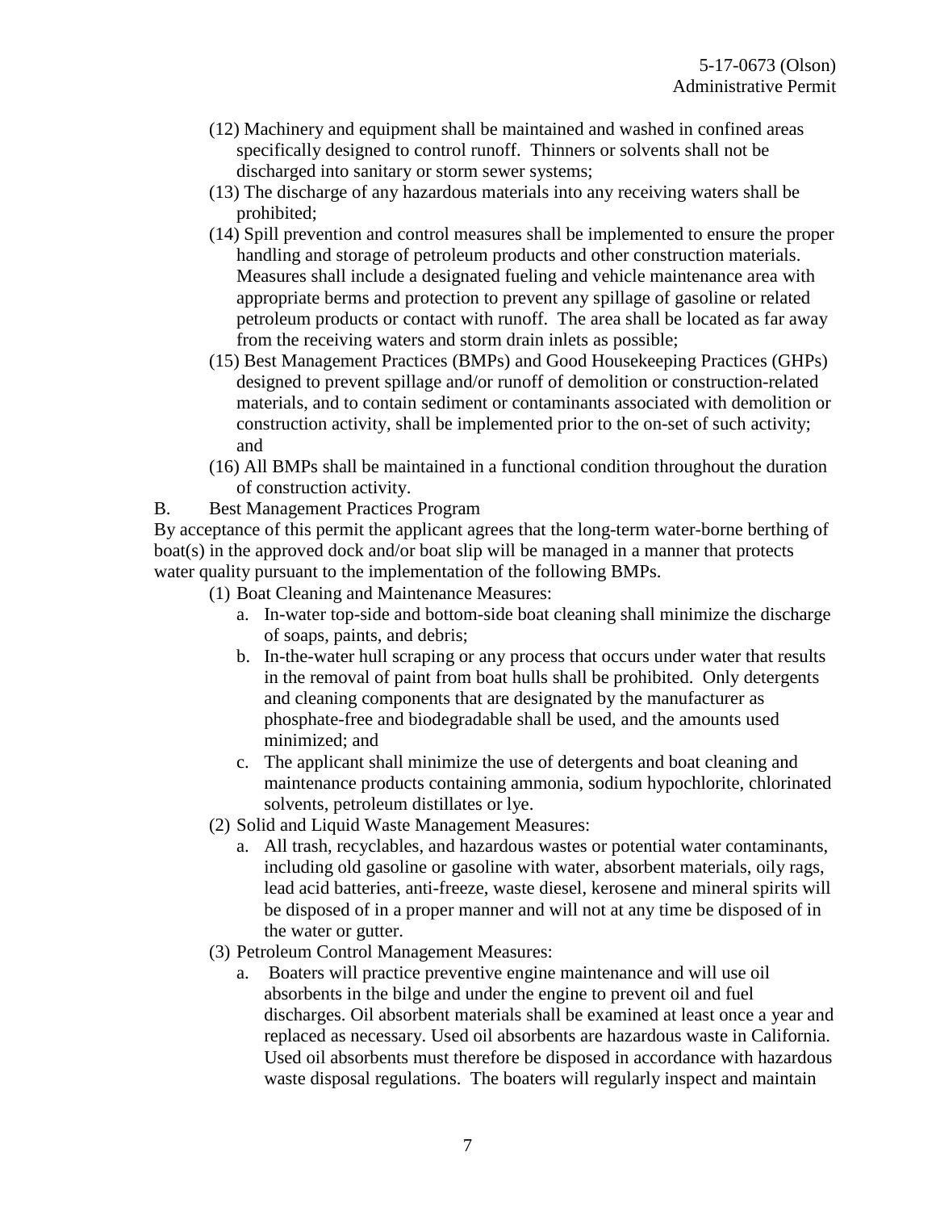(12) Machinery and equipment shall be maintained and washed in confined areas specifically designed to control runoff. Thinners or solvents shall not be discharged into sanitary or storm sewer systems;

(13) The discharge of any hazardous materials into any receiving waters shall be prohibited;

(14) Spill prevention and control measures shall be implemented to ensure the proper handling and storage of petroleum products and other construction materials. Measures shall include a designated fueling and vehicle maintenance area with appropriate berms and protection to prevent any spillage of gasoline or related petroleum products or contact with runoff. The area shall be located as far away from the receiving waters and storm drain inlets as possible;

(15) Best Management Practices (BMPs) and Good Housekeeping Practices (GHPs) designed to prevent spillage and/or runoff of demolition or construction-related materials, and to contain sediment or contaminants associated with demolition or construction activity, shall be implemented prior to the on-set of such activity; and

(16) All BMPs shall be maintained in a functional condition throughout the duration of construction activity.

B. Best Management Practices Program

By acceptance of this permit the applicant agrees that the long-term water-borne berthing of boat(s) in the approved dock and/or boat slip will be managed in a manner that protects water quality pursuant to the implementation of the following BMPs.

(1) Boat Cleaning and Maintenance Measures:

a. In-water top-side and bottom-side boat cleaning shall minimize the discharge of soaps, paints, and debris;

b. In-the-water hull scraping or any process that occurs under water that results in the removal of paint from boat hulls shall be prohibited. Only detergents and cleaning components that are designated by the manufacturer as phosphate-free and biodegradable shall be used, and the amounts used minimized; and

c. The applicant shall minimize the use of detergents and boat cleaning and maintenance products containing ammonia, sodium hypochlorite, chlorinated solvents, petroleum distillates or lye.

(2) Solid and Liquid Waste Management Measures:

a. All trash, recyclables, and hazardous wastes or potential water contaminants, including old gasoline or gasoline with water, absorbent materials, oily rags, lead acid batteries, anti-freeze, waste diesel, kerosene and mineral spirits will be disposed of in a proper manner and will not at any time be disposed of in the water or gutter.

(3) Petroleum Control Management Measures:

a. Boaters will practice preventive engine maintenance and will use oil absorbents in the bilge and under the engine to prevent oil and fuel discharges. Oil absorbent materials shall be examined at least once a year and replaced as necessary. Used oil absorbents are hazardous waste in California. Used oil absorbents must therefore be disposed in accordance with hazardous waste disposal regulations. The boaters will regularly inspect and maintain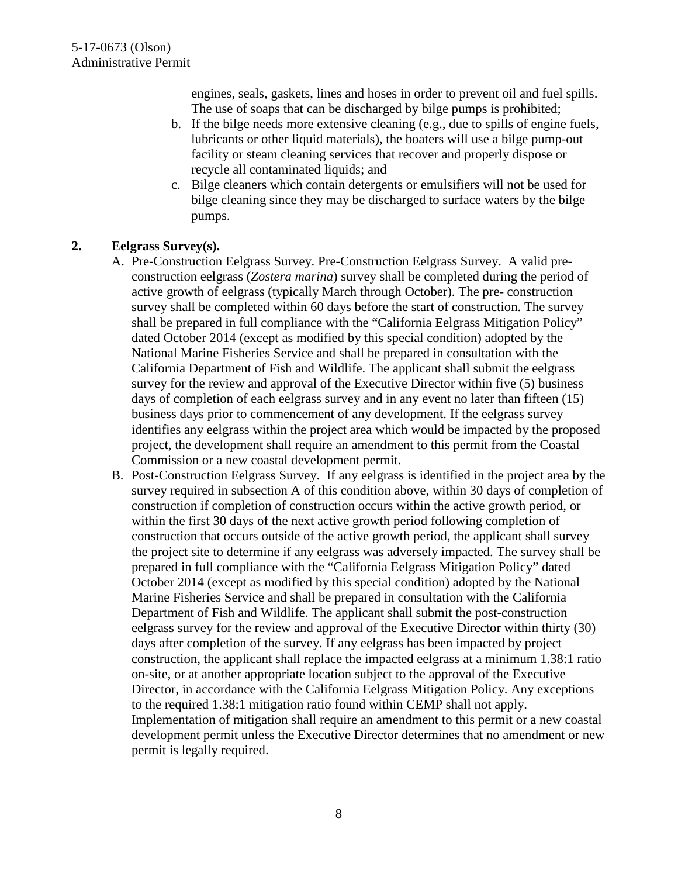engines, seals, gaskets, lines and hoses in order to prevent oil and fuel spills. The use of soaps that can be discharged by bilge pumps is prohibited;

b. If the bilge needs more extensive cleaning (e.g., due to spills of engine fuels, lubricants or other liquid materials), the boaters will use a bilge pump-out facility or steam cleaning services that recover and properly dispose or recycle all contaminated liquids; and

c. Bilge cleaners which contain detergents or emulsifiers will not be used for bilge cleaning since they may be discharged to surface waters by the bilge pumps.

**2. Eelgrass Survey(s).**

A. Pre-Construction Eelgrass Survey. Pre-Construction Eelgrass Survey. A valid pre-construction eelgrass (*Zostera marina*) survey shall be completed during the period of active growth of eelgrass (typically March through October). The pre- construction survey shall be completed within 60 days before the start of construction. The survey shall be prepared in full compliance with the "California Eelgrass Mitigation Policy" dated October 2014 (except as modified by this special condition) adopted by the National Marine Fisheries Service and shall be prepared in consultation with the California Department of Fish and Wildlife. The applicant shall submit the eelgrass survey for the review and approval of the Executive Director within five (5) business days of completion of each eelgrass survey and in any event no later than fifteen (15) business days prior to commencement of any development. If the eelgrass survey identifies any eelgrass within the project area which would be impacted by the proposed project, the development shall require an amendment to this permit from the Coastal Commission or a new coastal development permit.

B. Post-Construction Eelgrass Survey. If any eelgrass is identified in the project area by the survey required in subsection A of this condition above, within 30 days of completion of construction if completion of construction occurs within the active growth period, or within the first 30 days of the next active growth period following completion of construction that occurs outside of the active growth period, the applicant shall survey the project site to determine if any eelgrass was adversely impacted. The survey shall be prepared in full compliance with the "California Eelgrass Mitigation Policy" dated October 2014 (except as modified by this special condition) adopted by the National Marine Fisheries Service and shall be prepared in consultation with the California Department of Fish and Wildlife. The applicant shall submit the post-construction eelgrass survey for the review and approval of the Executive Director within thirty (30) days after completion of the survey. If any eelgrass has been impacted by project construction, the applicant shall replace the impacted eelgrass at a minimum 1.38:1 ratio on-site, or at another appropriate location subject to the approval of the Executive Director, in accordance with the California Eelgrass Mitigation Policy. Any exceptions to the required 1.38:1 mitigation ratio found within CEMP shall not apply. Implementation of mitigation shall require an amendment to this permit or a new coastal development permit unless the Executive Director determines that no amendment or new permit is legally required.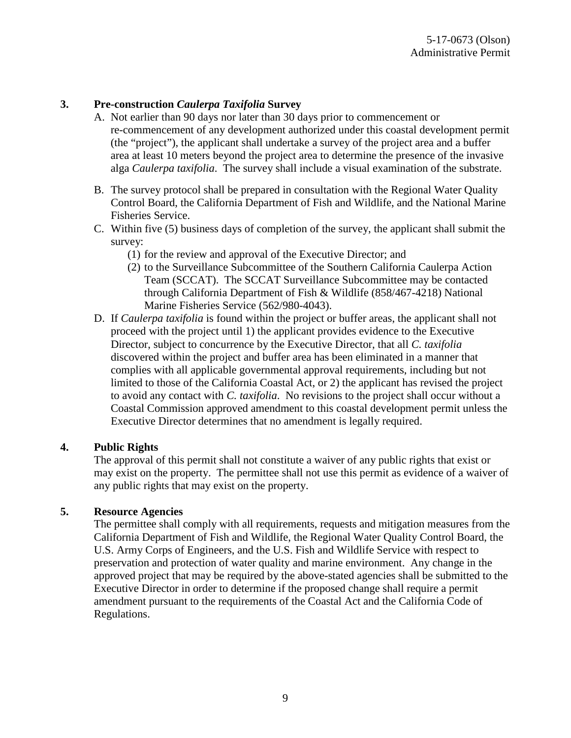**3. Pre-construction *Caulerpa Taxifolia* Survey**

A. Not earlier than 90 days nor later than 30 days prior to commencement or re-commencement of any development authorized under this coastal development permit (the "project"), the applicant shall undertake a survey of the project area and a buffer area at least 10 meters beyond the project area to determine the presence of the invasive alga *Caulerpa taxifolia*. The survey shall include a visual examination of the substrate.

B. The survey protocol shall be prepared in consultation with the Regional Water Quality Control Board, the California Department of Fish and Wildlife, and the National Marine Fisheries Service.

C. Within five (5) business days of completion of the survey, the applicant shall submit the survey:

   (1) for the review and approval of the Executive Director; and

   (2) to the Surveillance Subcommittee of the Southern California Caulerpa Action Team (SCCAT). The SCCAT Surveillance Subcommittee may be contacted through California Department of Fish & Wildlife (858/467-4218) National Marine Fisheries Service (562/980-4043).

D. If *Caulerpa taxifolia* is found within the project or buffer areas, the applicant shall not proceed with the project until 1) the applicant provides evidence to the Executive Director, subject to concurrence by the Executive Director, that all *C. taxifolia* discovered within the project and buffer area has been eliminated in a manner that complies with all applicable governmental approval requirements, including but not limited to those of the California Coastal Act, or 2) the applicant has revised the project to avoid any contact with *C. taxifolia*. No revisions to the project shall occur without a Coastal Commission approved amendment to this coastal development permit unless the Executive Director determines that no amendment is legally required.

**4. Public Rights**

The approval of this permit shall not constitute a waiver of any public rights that exist or may exist on the property. The permittee shall not use this permit as evidence of a waiver of any public rights that may exist on the property.

**5. Resource Agencies**

The permittee shall comply with all requirements, requests and mitigation measures from the California Department of Fish and Wildlife, the Regional Water Quality Control Board, the U.S. Army Corps of Engineers, and the U.S. Fish and Wildlife Service with respect to preservation and protection of water quality and marine environment. Any change in the approved project that may be required by the above-stated agencies shall be submitted to the Executive Director in order to determine if the proposed change shall require a permit amendment pursuant to the requirements of the Coastal Act and the California Code of Regulations.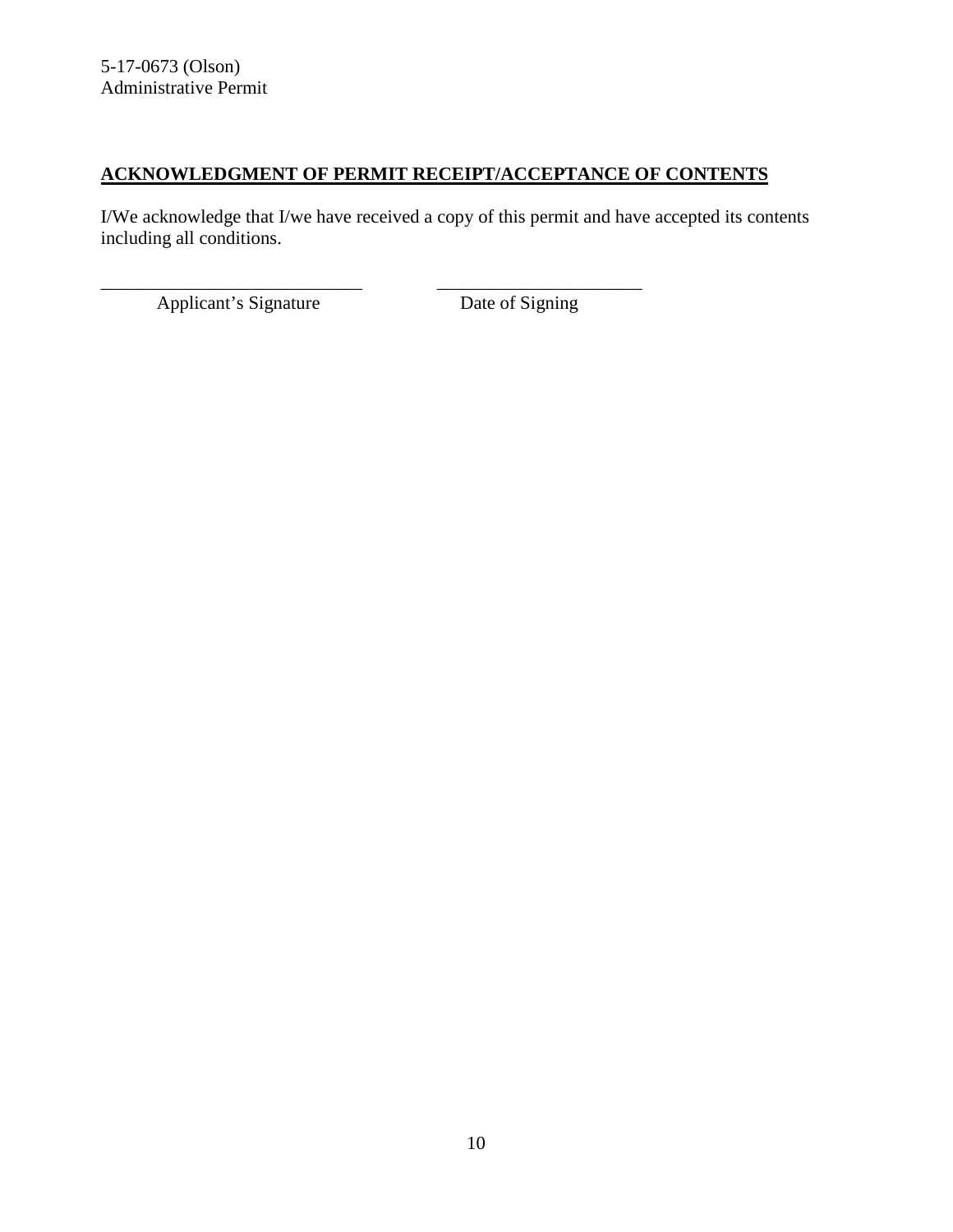## **ACKNOWLEDGMENT OF PERMIT RECEIPT/ACCEPTANCE OF CONTENTS**

I/We acknowledge that I/we have received a copy of this permit and have accepted its contents including all conditions.

_____________________________ _______________________

Applicant's Signature Date of Signing